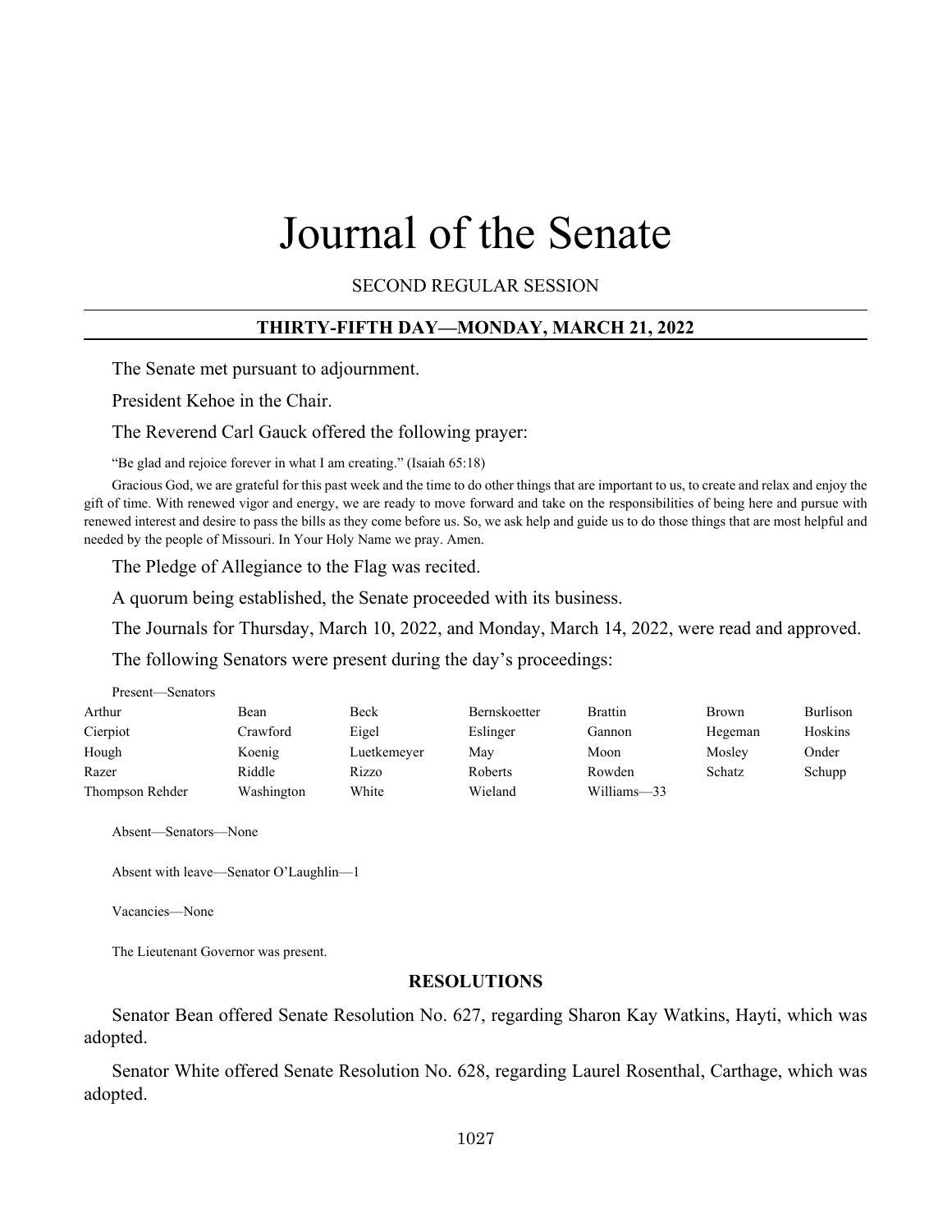# Journal of the Senate

SECOND REGULAR SESSION

## THIRTY-FIFTH DAY—MONDAY, MARCH 21, 2022

The Senate met pursuant to adjournment.

President Kehoe in the Chair.

The Reverend Carl Gauck offered the following prayer:

"Be glad and rejoice forever in what I am creating." (Isaiah 65:18)

Gracious God, we are grateful for this past week and the time to do other things that are important to us, to create and relax and enjoy the gift of time. With renewed vigor and energy, we are ready to move forward and take on the responsibilities of being here and pursue with renewed interest and desire to pass the bills as they come before us. So, we ask help and guide us to do those things that are most helpful and needed by the people of Missouri. In Your Holy Name we pray. Amen.

The Pledge of Allegiance to the Flag was recited.

A quorum being established, the Senate proceeded with its business.

The Journals for Thursday, March 10, 2022, and Monday, March 14, 2022, were read and approved.

The following Senators were present during the day's proceedings:

Present—Senators

| | | | | | | |
|---|---|---|---|---|---|---|
| Arthur | Bean | Beck | Bernskoetter | Brattin | Brown | Burlison |
| Cierpiot | Crawford | Eigel | Eslinger | Gannon | Hegeman | Hoskins |
| Hough | Koenig | Luetkemeyer | May | Moon | Mosley | Onder |
| Razer | Riddle | Rizzo | Roberts | Rowden | Schatz | Schupp |
| Thompson Rehder | Washington | White | Wieland | Williams—33 | | |

Absent—Senators—None

Absent with leave—Senator O'Laughlin—1

Vacancies—None

The Lieutenant Governor was present.

### RESOLUTIONS

Senator Bean offered Senate Resolution No. 627, regarding Sharon Kay Watkins, Hayti, which was adopted.

Senator White offered Senate Resolution No. 628, regarding Laurel Rosenthal, Carthage, which was adopted.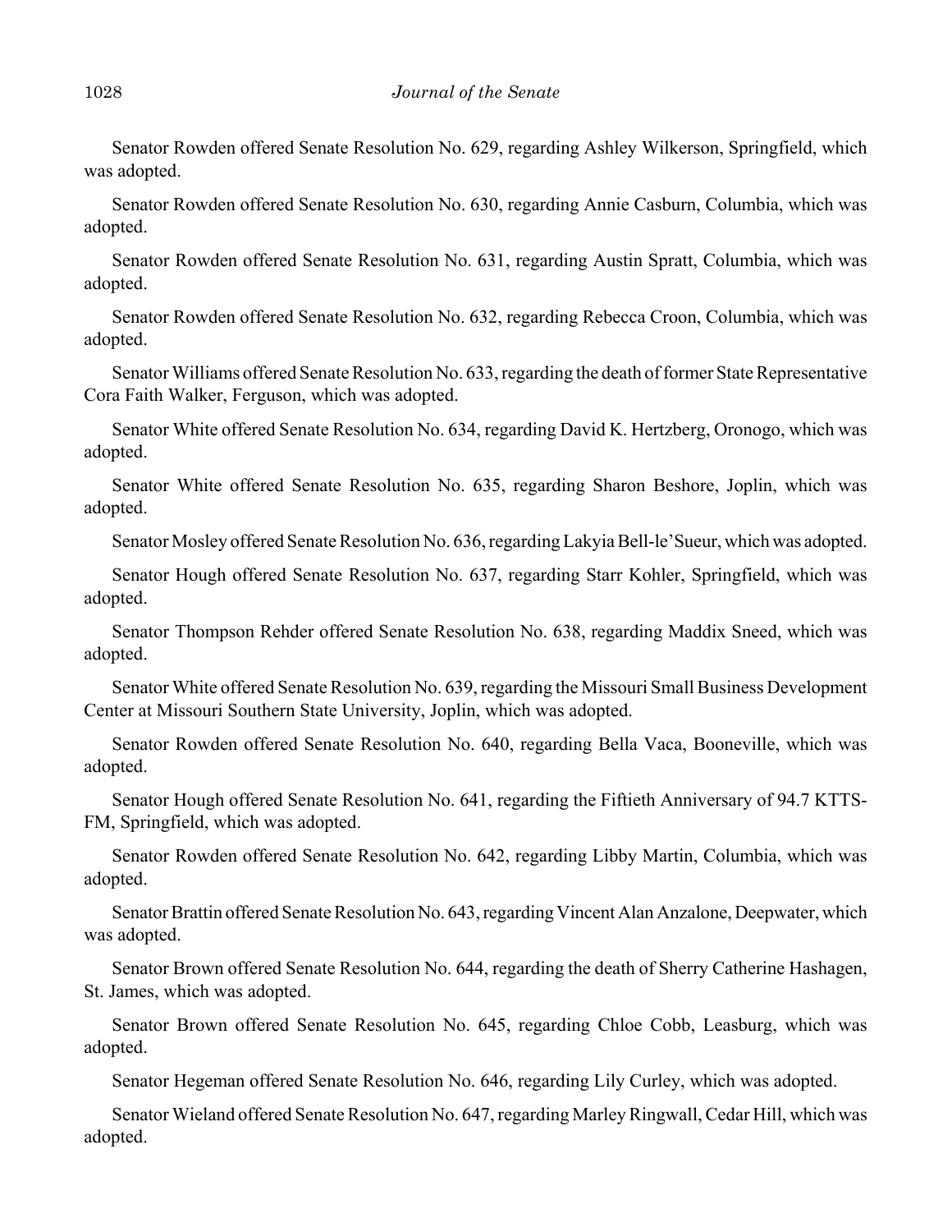Senator Rowden offered Senate Resolution No. 629, regarding Ashley Wilkerson, Springfield, which was adopted.

Senator Rowden offered Senate Resolution No. 630, regarding Annie Casburn, Columbia, which was adopted.

Senator Rowden offered Senate Resolution No. 631, regarding Austin Spratt, Columbia, which was adopted.

Senator Rowden offered Senate Resolution No. 632, regarding Rebecca Croon, Columbia, which was adopted.

Senator Williams offered Senate Resolution No. 633, regarding the death of former State Representative Cora Faith Walker, Ferguson, which was adopted.

Senator White offered Senate Resolution No. 634, regarding David K. Hertzberg, Oronogo, which was adopted.

Senator White offered Senate Resolution No. 635, regarding Sharon Beshore, Joplin, which was adopted.

Senator Mosley offered Senate Resolution No. 636, regarding Lakyia Bell-le'Sueur, which was adopted.

Senator Hough offered Senate Resolution No. 637, regarding Starr Kohler, Springfield, which was adopted.

Senator Thompson Rehder offered Senate Resolution No. 638, regarding Maddix Sneed, which was adopted.

Senator White offered Senate Resolution No. 639, regarding the Missouri Small Business Development Center at Missouri Southern State University, Joplin, which was adopted.

Senator Rowden offered Senate Resolution No. 640, regarding Bella Vaca, Booneville, which was adopted.

Senator Hough offered Senate Resolution No. 641, regarding the Fiftieth Anniversary of 94.7 KTTS-FM, Springfield, which was adopted.

Senator Rowden offered Senate Resolution No. 642, regarding Libby Martin, Columbia, which was adopted.

Senator Brattin offered Senate Resolution No. 643, regarding Vincent Alan Anzalone, Deepwater, which was adopted.

Senator Brown offered Senate Resolution No. 644, regarding the death of Sherry Catherine Hashagen, St. James, which was adopted.

Senator Brown offered Senate Resolution No. 645, regarding Chloe Cobb, Leasburg, which was adopted.

Senator Hegeman offered Senate Resolution No. 646, regarding Lily Curley, which was adopted.

Senator Wieland offered Senate Resolution No. 647, regarding Marley Ringwall, Cedar Hill, which was adopted.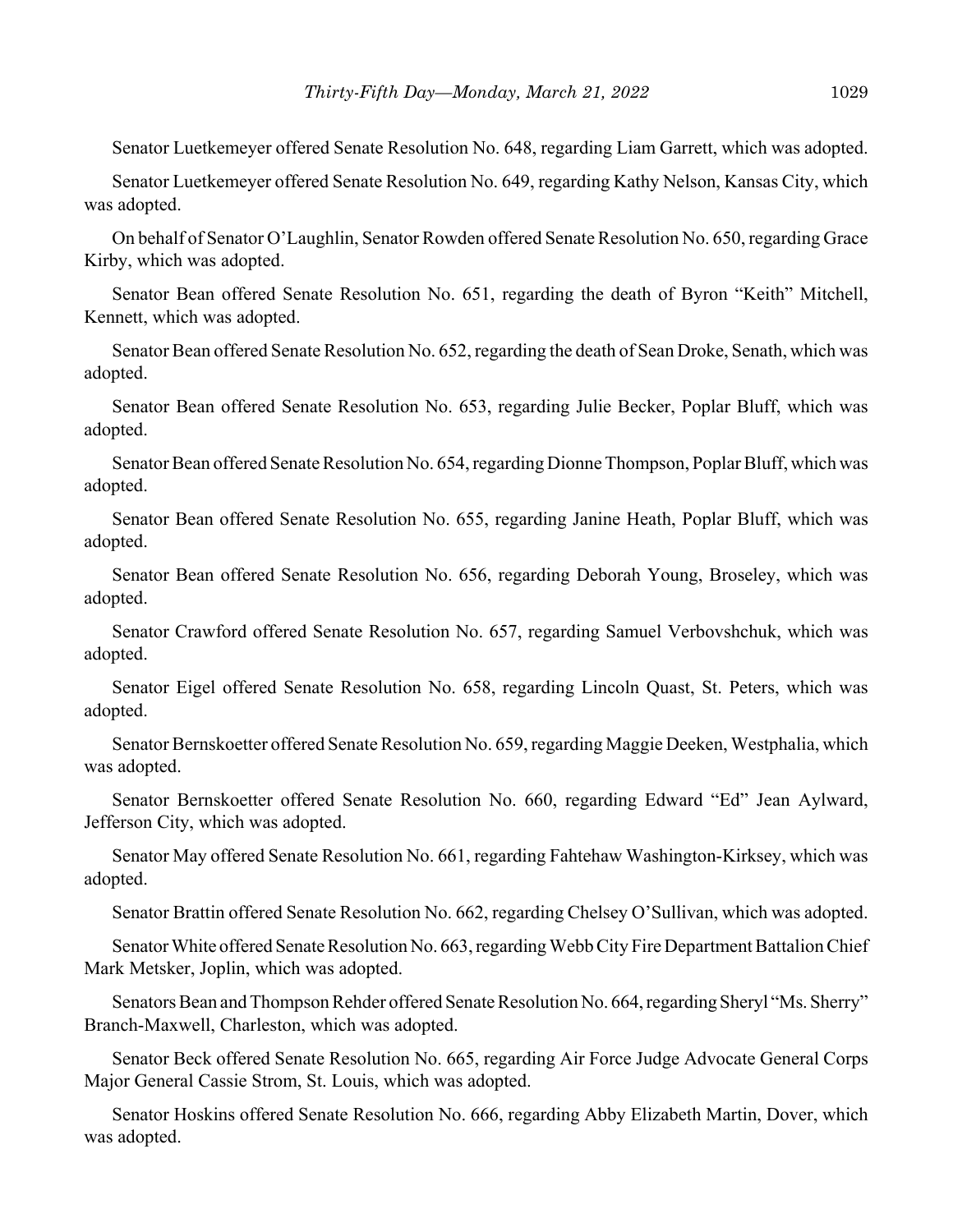Senator Luetkemeyer offered Senate Resolution No. 648, regarding Liam Garrett, which was adopted.

Senator Luetkemeyer offered Senate Resolution No. 649, regarding Kathy Nelson, Kansas City, which was adopted.

On behalf of Senator O'Laughlin, Senator Rowden offered Senate Resolution No. 650, regarding Grace Kirby, which was adopted.

Senator Bean offered Senate Resolution No. 651, regarding the death of Byron "Keith" Mitchell, Kennett, which was adopted.

Senator Bean offered Senate Resolution No. 652, regarding the death of Sean Droke, Senath, which was adopted.

Senator Bean offered Senate Resolution No. 653, regarding Julie Becker, Poplar Bluff, which was adopted.

Senator Bean offered Senate Resolution No. 654, regarding Dionne Thompson, Poplar Bluff, which was adopted.

Senator Bean offered Senate Resolution No. 655, regarding Janine Heath, Poplar Bluff, which was adopted.

Senator Bean offered Senate Resolution No. 656, regarding Deborah Young, Broseley, which was adopted.

Senator Crawford offered Senate Resolution No. 657, regarding Samuel Verbovshchuk, which was adopted.

Senator Eigel offered Senate Resolution No. 658, regarding Lincoln Quast, St. Peters, which was adopted.

Senator Bernskoetter offered Senate Resolution No. 659, regarding Maggie Deeken, Westphalia, which was adopted.

Senator Bernskoetter offered Senate Resolution No. 660, regarding Edward "Ed" Jean Aylward, Jefferson City, which was adopted.

Senator May offered Senate Resolution No. 661, regarding Fahtehaw Washington-Kirksey, which was adopted.

Senator Brattin offered Senate Resolution No. 662, regarding Chelsey O'Sullivan, which was adopted.

Senator White offered Senate Resolution No. 663, regarding Webb City Fire Department Battalion Chief Mark Metsker, Joplin, which was adopted.

Senators Bean and Thompson Rehder offered Senate Resolution No. 664, regarding Sheryl "Ms. Sherry" Branch-Maxwell, Charleston, which was adopted.

Senator Beck offered Senate Resolution No. 665, regarding Air Force Judge Advocate General Corps Major General Cassie Strom, St. Louis, which was adopted.

Senator Hoskins offered Senate Resolution No. 666, regarding Abby Elizabeth Martin, Dover, which was adopted.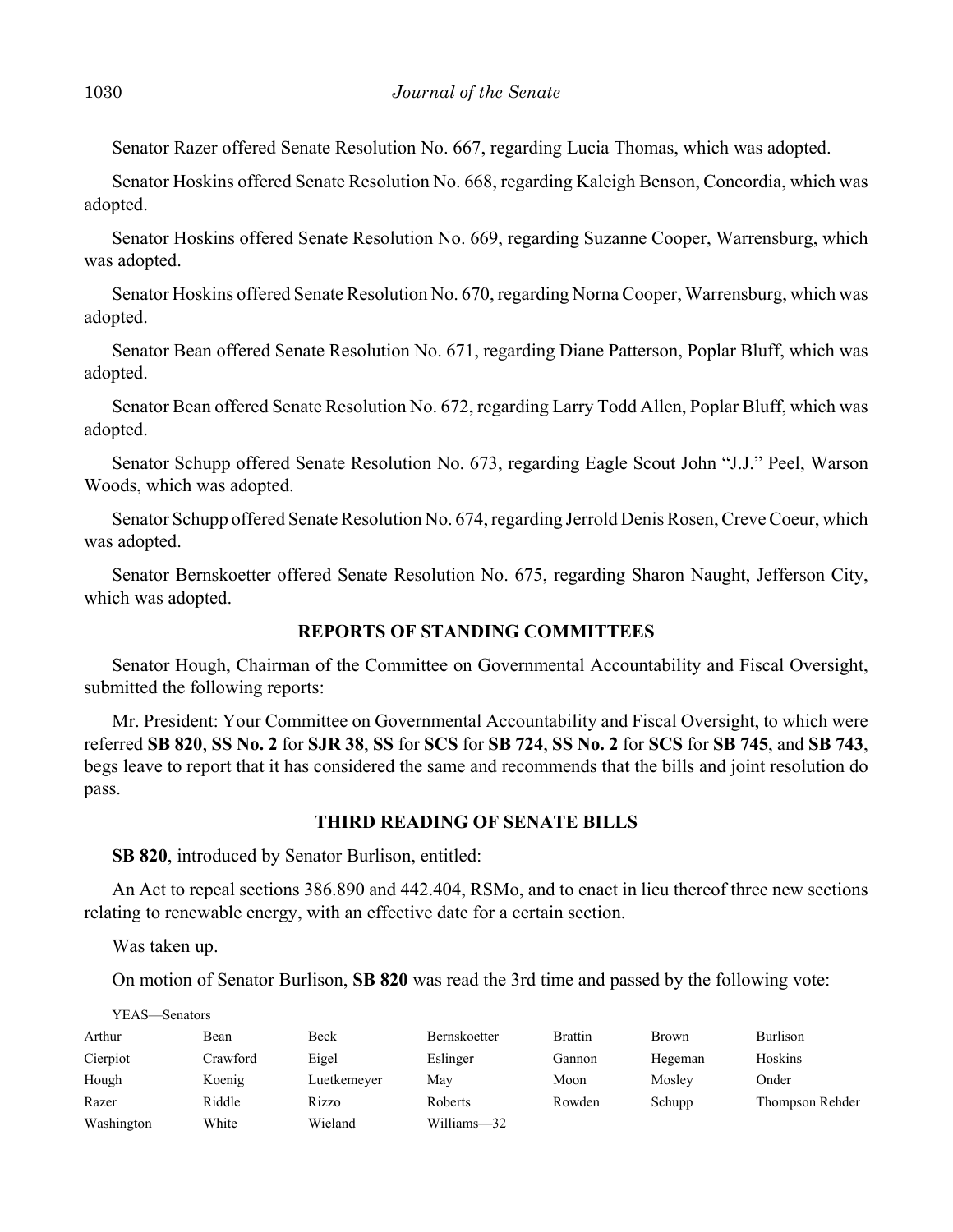Senator Razer offered Senate Resolution No. 667, regarding Lucia Thomas, which was adopted.

Senator Hoskins offered Senate Resolution No. 668, regarding Kaleigh Benson, Concordia, which was adopted.

Senator Hoskins offered Senate Resolution No. 669, regarding Suzanne Cooper, Warrensburg, which was adopted.

Senator Hoskins offered Senate Resolution No. 670, regarding Norna Cooper, Warrensburg, which was adopted.

Senator Bean offered Senate Resolution No. 671, regarding Diane Patterson, Poplar Bluff, which was adopted.

Senator Bean offered Senate Resolution No. 672, regarding Larry Todd Allen, Poplar Bluff, which was adopted.

Senator Schupp offered Senate Resolution No. 673, regarding Eagle Scout John "J.J." Peel, Warson Woods, which was adopted.

Senator Schupp offered Senate Resolution No. 674, regarding Jerrold Denis Rosen, Creve Coeur, which was adopted.

Senator Bernskoetter offered Senate Resolution No. 675, regarding Sharon Naught, Jefferson City, which was adopted.

## REPORTS OF STANDING COMMITTEES

Senator Hough, Chairman of the Committee on Governmental Accountability and Fiscal Oversight, submitted the following reports:

Mr. President: Your Committee on Governmental Accountability and Fiscal Oversight, to which were referred **SB 820**, **SS No. 2** for **SJR 38**, **SS** for **SCS** for **SB 724**, **SS No. 2** for **SCS** for **SB 745**, and **SB 743**, begs leave to report that it has considered the same and recommends that the bills and joint resolution do pass.

## THIRD READING OF SENATE BILLS

**SB 820**, introduced by Senator Burlison, entitled:

An Act to repeal sections 386.890 and 442.404, RSMo, and to enact in lieu thereof three new sections relating to renewable energy, with an effective date for a certain section.

Was taken up.

On motion of Senator Burlison, **SB 820** was read the 3rd time and passed by the following vote:

YEAS—Senators

| | | | | | | |
|---|---|---|---|---|---|---|
| Arthur | Bean | Beck | Bernskoetter | Brattin | Brown | Burlison |
| Cierpiot | Crawford | Eigel | Eslinger | Gannon | Hegeman | Hoskins |
| Hough | Koenig | Luetkemeyer | May | Moon | Mosley | Onder |
| Razer | Riddle | Rizzo | Roberts | Rowden | Schupp | Thompson Rehder |
| Washington | White | Wieland | Williams—32 | | | |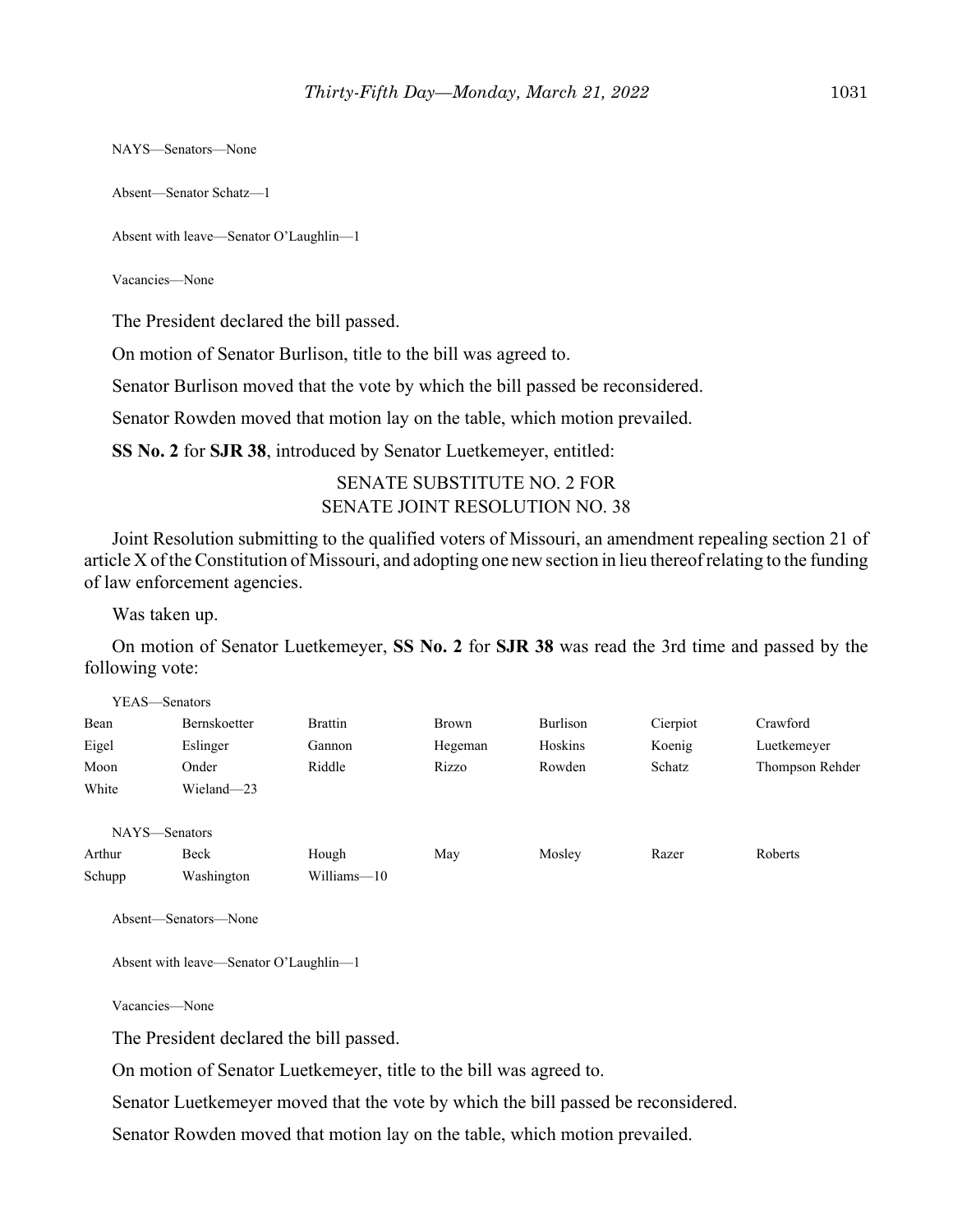NAYS—Senators—None

Absent—Senator Schatz—1

Absent with leave—Senator O'Laughlin—1

Vacancies—None

The President declared the bill passed.

On motion of Senator Burlison, title to the bill was agreed to.

Senator Burlison moved that the vote by which the bill passed be reconsidered.

Senator Rowden moved that motion lay on the table, which motion prevailed.

**SS No. 2** for **SJR 38**, introduced by Senator Luetkemeyer, entitled:

SENATE SUBSTITUTE NO. 2 FOR
SENATE JOINT RESOLUTION NO. 38

Joint Resolution submitting to the qualified voters of Missouri, an amendment repealing section 21 of article X of the Constitution of Missouri, and adopting one new section in lieu thereof relating to the funding of law enforcement agencies.

Was taken up.

On motion of Senator Luetkemeyer, **SS No. 2** for **SJR 38** was read the 3rd time and passed by the following vote:

YEAS—Senators

| | | | | | | |
|---|---|---|---|---|---|---|
| Bean | Bernskoetter | Brattin | Brown | Burlison | Cierpiot | Crawford |
| Eigel | Eslinger | Gannon | Hegeman | Hoskins | Koenig | Luetkemeyer |
| Moon | Onder | Riddle | Rizzo | Rowden | Schatz | Thompson Rehder |
| White | Wieland—23 | | | | | |

NAYS—Senators

| | | | | | | |
|---|---|---|---|---|---|---|
| Arthur | Beck | Hough | May | Mosley | Razer | Roberts |
| Schupp | Washington | Williams—10 | | | | |

Absent—Senators—None

Absent with leave—Senator O'Laughlin—1

Vacancies—None

The President declared the bill passed.

On motion of Senator Luetkemeyer, title to the bill was agreed to.

Senator Luetkemeyer moved that the vote by which the bill passed be reconsidered.

Senator Rowden moved that motion lay on the table, which motion prevailed.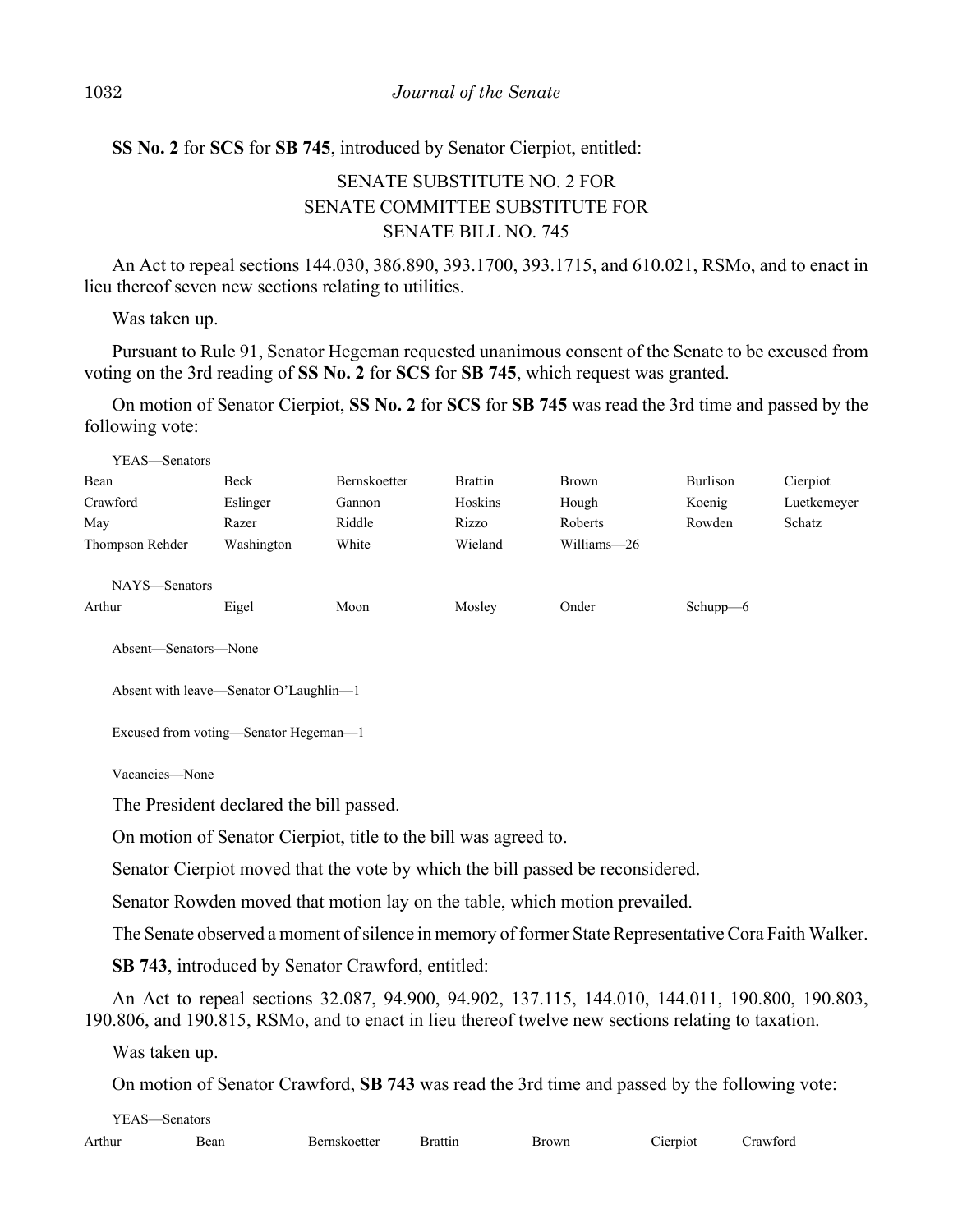**SS No. 2** for **SCS** for **SB 745**, introduced by Senator Cierpiot, entitled:

SENATE SUBSTITUTE NO. 2 FOR
SENATE COMMITTEE SUBSTITUTE FOR
SENATE BILL NO. 745

An Act to repeal sections 144.030, 386.890, 393.1700, 393.1715, and 610.021, RSMo, and to enact in lieu thereof seven new sections relating to utilities.

Was taken up.

Pursuant to Rule 91, Senator Hegeman requested unanimous consent of the Senate to be excused from voting on the 3rd reading of **SS No. 2** for **SCS** for **SB 745**, which request was granted.

On motion of Senator Cierpiot, **SS No. 2** for **SCS** for **SB 745** was read the 3rd time and passed by the following vote:

YEAS—Senators

| | | | | | | |
|---|---|---|---|---|---|---|
| Bean | Beck | Bernskoetter | Brattin | Brown | Burlison | Cierpiot |
| Crawford | Eslinger | Gannon | Hoskins | Hough | Koenig | Luetkemeyer |
| May | Razer | Riddle | Rizzo | Roberts | Rowden | Schatz |
| Thompson Rehder | Washington | White | Wieland | Williams—26 | | |

NAYS—Senators

| | | | | | |
|---|---|---|---|---|---|
| Arthur | Eigel | Moon | Mosley | Onder | Schupp—6 |

Absent—Senators—None

Absent with leave—Senator O'Laughlin—1

Excused from voting—Senator Hegeman—1

Vacancies—None

The President declared the bill passed.

On motion of Senator Cierpiot, title to the bill was agreed to.

Senator Cierpiot moved that the vote by which the bill passed be reconsidered.

Senator Rowden moved that motion lay on the table, which motion prevailed.

The Senate observed a moment of silence in memory of former State Representative Cora Faith Walker.

**SB 743**, introduced by Senator Crawford, entitled:

An Act to repeal sections 32.087, 94.900, 94.902, 137.115, 144.010, 144.011, 190.800, 190.803, 190.806, and 190.815, RSMo, and to enact in lieu thereof twelve new sections relating to taxation.

Was taken up.

On motion of Senator Crawford, **SB 743** was read the 3rd time and passed by the following vote:

YEAS—Senators

| | | | | | | |
|---|---|---|---|---|---|---|
| Arthur | Bean | Bernskoetter | Brattin | Brown | Cierpiot | Crawford |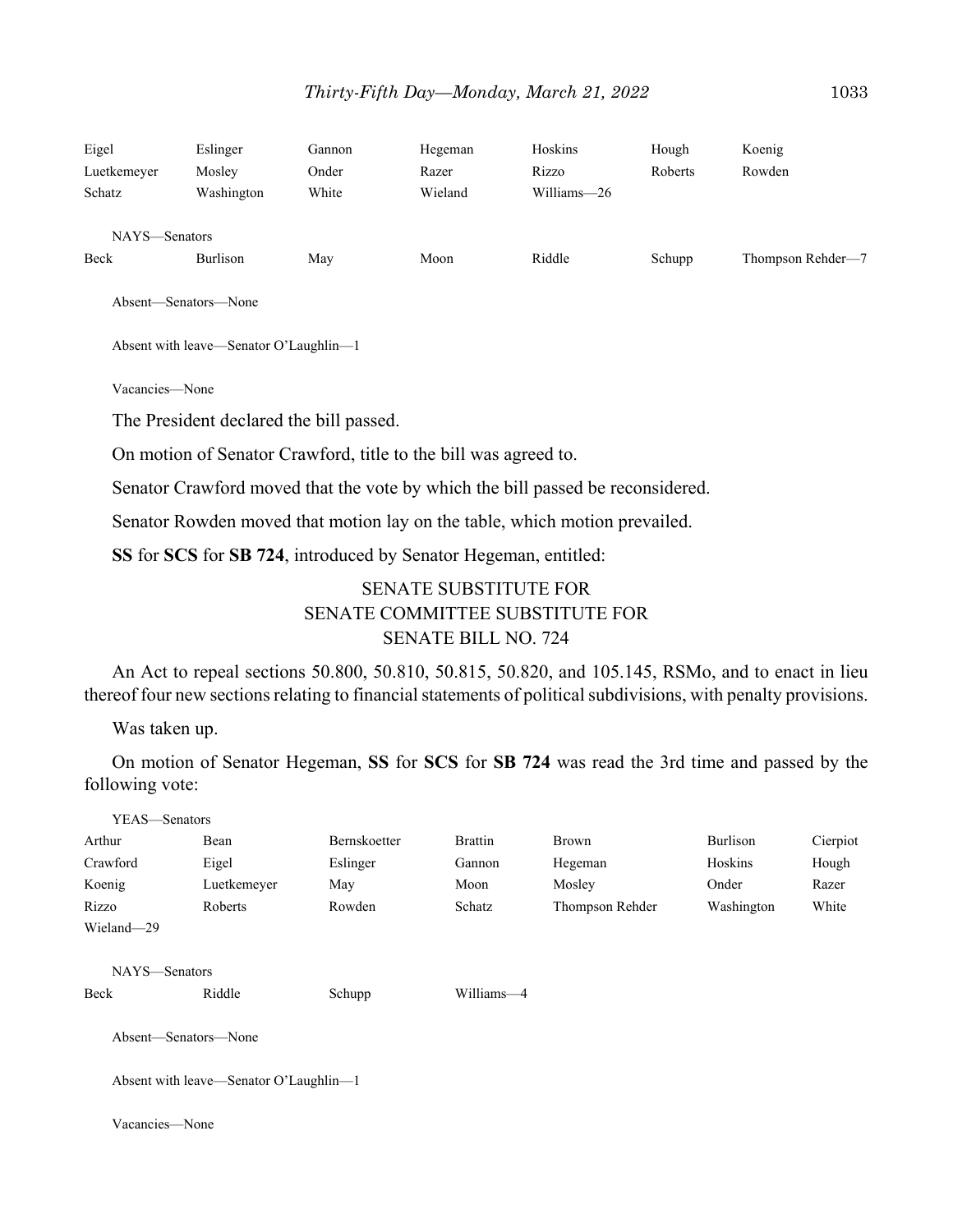| | | | | | | |
|---|---|---|---|---|---|---|
| Eigel | Eslinger | Gannon | Hegeman | Hoskins | Hough | Koenig |
| Luetkemeyer | Mosley | Onder | Razer | Rizzo | Roberts | Rowden |
| Schatz | Washington | White | Wieland | Williams—26 | | |

NAYS—Senators

| | | | | | | |
|---|---|---|---|---|---|---|
| Beck | Burlison | May | Moon | Riddle | Schupp | Thompson Rehder—7 |

Absent—Senators—None

Absent with leave—Senator O'Laughlin—1

Vacancies—None

The President declared the bill passed.

On motion of Senator Crawford, title to the bill was agreed to.

Senator Crawford moved that the vote by which the bill passed be reconsidered.

Senator Rowden moved that motion lay on the table, which motion prevailed.

**SS** for **SCS** for **SB 724**, introduced by Senator Hegeman, entitled:

SENATE SUBSTITUTE FOR
SENATE COMMITTEE SUBSTITUTE FOR
SENATE BILL NO. 724

An Act to repeal sections 50.800, 50.810, 50.815, 50.820, and 105.145, RSMo, and to enact in lieu thereof four new sections relating to financial statements of political subdivisions, with penalty provisions.

Was taken up.

On motion of Senator Hegeman, **SS** for **SCS** for **SB 724** was read the 3rd time and passed by the following vote:

YEAS—Senators

| | | | | | | |
|---|---|---|---|---|---|---|
| Arthur | Bean | Bernskoetter | Brattin | Brown | Burlison | Cierpiot |
| Crawford | Eigel | Eslinger | Gannon | Hegeman | Hoskins | Hough |
| Koenig | Luetkemeyer | May | Moon | Mosley | Onder | Razer |
| Rizzo | Roberts | Rowden | Schatz | Thompson Rehder | Washington | White |
| Wieland—29 | | | | | | |

NAYS—Senators

| | | | |
|---|---|---|---|
| Beck | Riddle | Schupp | Williams—4 |

Absent—Senators—None

Absent with leave—Senator O'Laughlin—1

Vacancies—None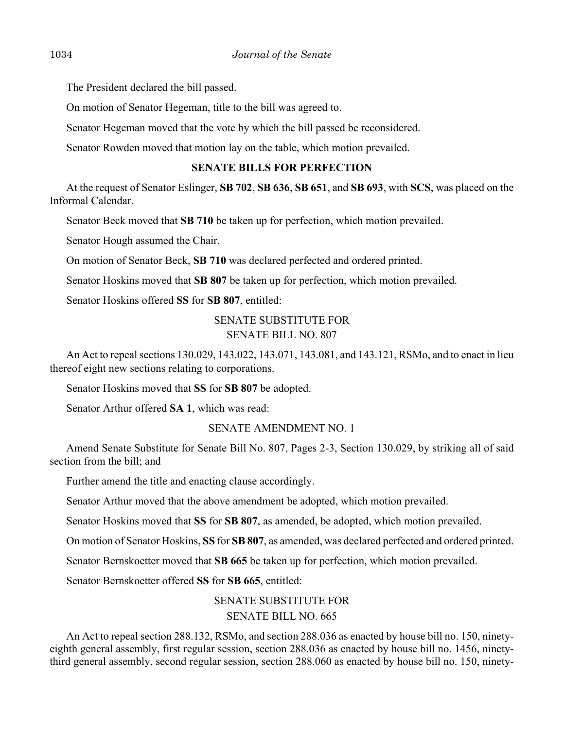The President declared the bill passed.

On motion of Senator Hegeman, title to the bill was agreed to.

Senator Hegeman moved that the vote by which the bill passed be reconsidered.

Senator Rowden moved that motion lay on the table, which motion prevailed.

## SENATE BILLS FOR PERFECTION

At the request of Senator Eslinger, **SB 702**, **SB 636**, **SB 651**, and **SB 693**, with **SCS**, was placed on the Informal Calendar.

Senator Beck moved that **SB 710** be taken up for perfection, which motion prevailed.

Senator Hough assumed the Chair.

On motion of Senator Beck, **SB 710** was declared perfected and ordered printed.

Senator Hoskins moved that **SB 807** be taken up for perfection, which motion prevailed.

Senator Hoskins offered **SS** for **SB 807**, entitled:

SENATE SUBSTITUTE FOR
SENATE BILL NO. 807

An Act to repeal sections 130.029, 143.022, 143.071, 143.081, and 143.121, RSMo, and to enact in lieu thereof eight new sections relating to corporations.

Senator Hoskins moved that **SS** for **SB 807** be adopted.

Senator Arthur offered **SA 1**, which was read:

SENATE AMENDMENT NO. 1

Amend Senate Substitute for Senate Bill No. 807, Pages 2-3, Section 130.029, by striking all of said section from the bill; and

Further amend the title and enacting clause accordingly.

Senator Arthur moved that the above amendment be adopted, which motion prevailed.

Senator Hoskins moved that **SS** for **SB 807**, as amended, be adopted, which motion prevailed.

On motion of Senator Hoskins, **SS** for **SB 807**, as amended, was declared perfected and ordered printed.

Senator Bernskoetter moved that **SB 665** be taken up for perfection, which motion prevailed.

Senator Bernskoetter offered **SS** for **SB 665**, entitled:

SENATE SUBSTITUTE FOR
SENATE BILL NO. 665

An Act to repeal section 288.132, RSMo, and section 288.036 as enacted by house bill no. 150, ninety-eighth general assembly, first regular session, section 288.036 as enacted by house bill no. 1456, ninety-third general assembly, second regular session, section 288.060 as enacted by house bill no. 150, ninety-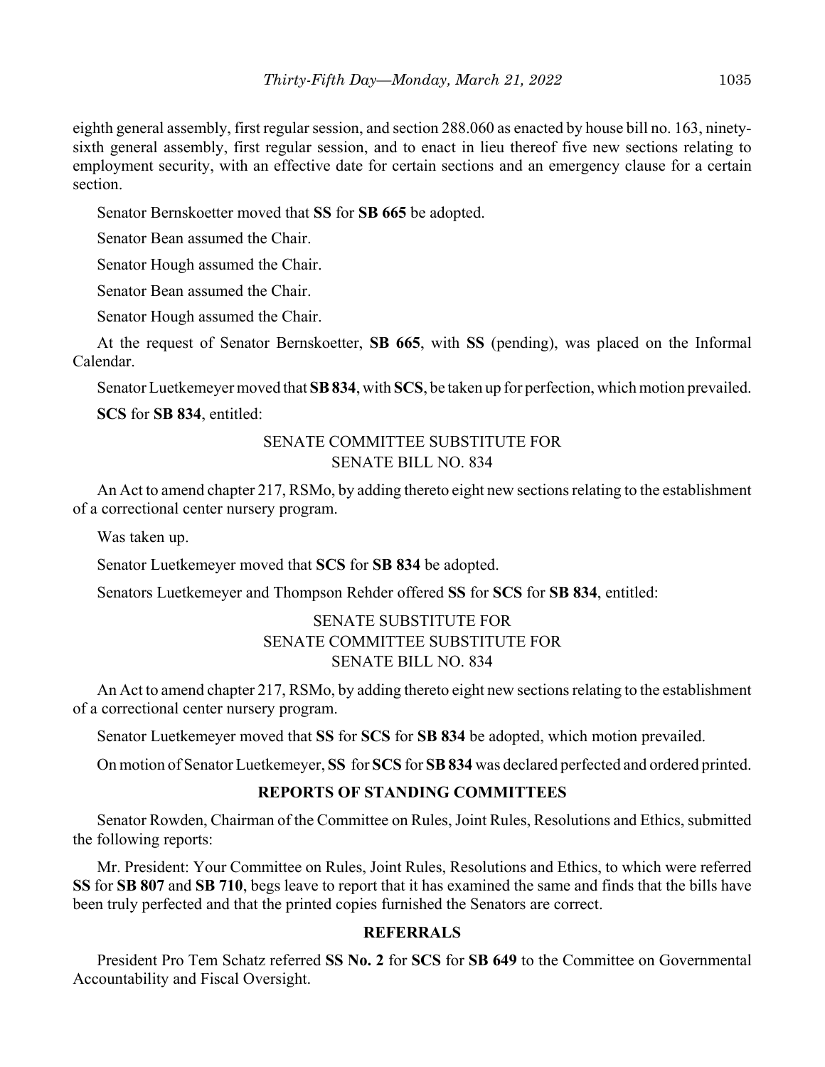eighth general assembly, first regular session, and section 288.060 as enacted by house bill no. 163, ninety-sixth general assembly, first regular session, and to enact in lieu thereof five new sections relating to employment security, with an effective date for certain sections and an emergency clause for a certain section.

Senator Bernskoetter moved that **SS** for **SB 665** be adopted.

Senator Bean assumed the Chair.

Senator Hough assumed the Chair.

Senator Bean assumed the Chair.

Senator Hough assumed the Chair.

At the request of Senator Bernskoetter, **SB 665**, with **SS** (pending), was placed on the Informal Calendar.

Senator Luetkemeyer moved that **SB 834**, with **SCS**, be taken up for perfection, which motion prevailed.

**SCS** for **SB 834**, entitled:

SENATE COMMITTEE SUBSTITUTE FOR
SENATE BILL NO. 834

An Act to amend chapter 217, RSMo, by adding thereto eight new sections relating to the establishment of a correctional center nursery program.

Was taken up.

Senator Luetkemeyer moved that **SCS** for **SB 834** be adopted.

Senators Luetkemeyer and Thompson Rehder offered **SS** for **SCS** for **SB 834**, entitled:

SENATE SUBSTITUTE FOR
SENATE COMMITTEE SUBSTITUTE FOR
SENATE BILL NO. 834

An Act to amend chapter 217, RSMo, by adding thereto eight new sections relating to the establishment of a correctional center nursery program.

Senator Luetkemeyer moved that **SS** for **SCS** for **SB 834** be adopted, which motion prevailed.

On motion of Senator Luetkemeyer, **SS** for **SCS** for **SB 834** was declared perfected and ordered printed.

## REPORTS OF STANDING COMMITTEES

Senator Rowden, Chairman of the Committee on Rules, Joint Rules, Resolutions and Ethics, submitted the following reports:

Mr. President: Your Committee on Rules, Joint Rules, Resolutions and Ethics, to which were referred **SS** for **SB 807** and **SB 710**, begs leave to report that it has examined the same and finds that the bills have been truly perfected and that the printed copies furnished the Senators are correct.

## REFERRALS

President Pro Tem Schatz referred **SS No. 2** for **SCS** for **SB 649** to the Committee on Governmental Accountability and Fiscal Oversight.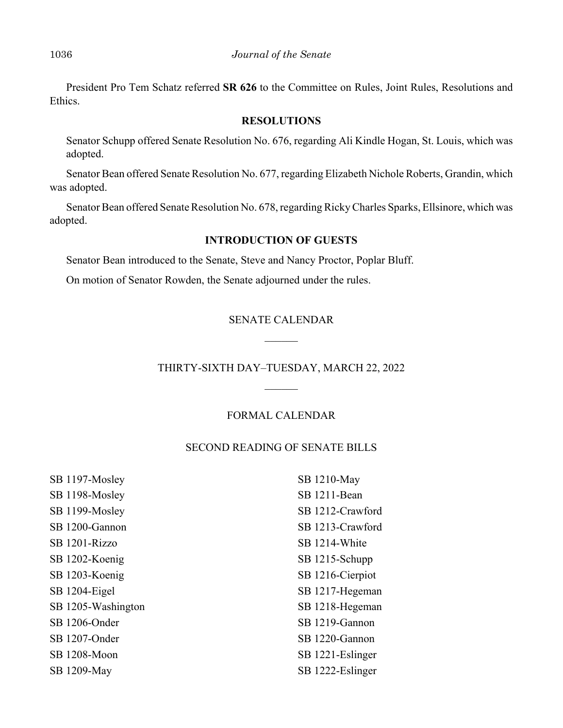President Pro Tem Schatz referred **SR 626** to the Committee on Rules, Joint Rules, Resolutions and Ethics.

## RESOLUTIONS

Senator Schupp offered Senate Resolution No. 676, regarding Ali Kindle Hogan, St. Louis, which was adopted.

Senator Bean offered Senate Resolution No. 677, regarding Elizabeth Nichole Roberts, Grandin, which was adopted.

Senator Bean offered Senate Resolution No. 678, regarding Ricky Charles Sparks, Ellsinore, which was adopted.

## INTRODUCTION OF GUESTS

Senator Bean introduced to the Senate, Steve and Nancy Proctor, Poplar Bluff.

On motion of Senator Rowden, the Senate adjourned under the rules.

## SENATE CALENDAR

---

## THIRTY-SIXTH DAY–TUESDAY, MARCH 22, 2022

---

### FORMAL CALENDAR

### SECOND READING OF SENATE BILLS

SB 1197-Mosley
SB 1198-Mosley
SB 1199-Mosley
SB 1200-Gannon
SB 1201-Rizzo
SB 1202-Koenig
SB 1203-Koenig
SB 1204-Eigel
SB 1205-Washington
SB 1206-Onder
SB 1207-Onder
SB 1208-Moon
SB 1209-May
SB 1210-May
SB 1211-Bean
SB 1212-Crawford
SB 1213-Crawford
SB 1214-White
SB 1215-Schupp
SB 1216-Cierpiot
SB 1217-Hegeman
SB 1218-Hegeman
SB 1219-Gannon
SB 1220-Gannon
SB 1221-Eslinger
SB 1222-Eslinger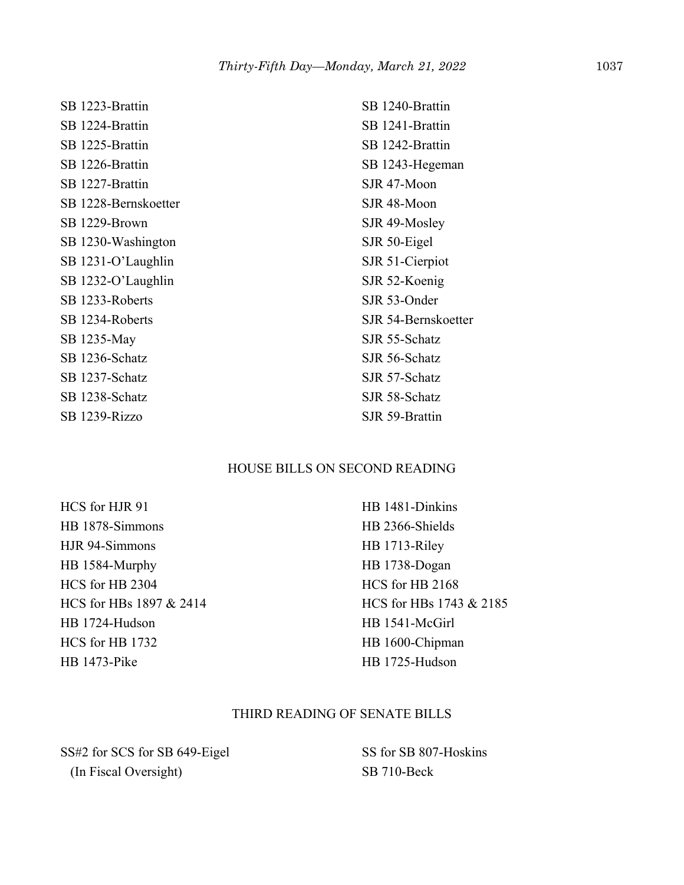SB 1223-Brattin
SB 1224-Brattin
SB 1225-Brattin
SB 1226-Brattin
SB 1227-Brattin
SB 1228-Bernskoetter
SB 1229-Brown
SB 1230-Washington
SB 1231-O'Laughlin
SB 1232-O'Laughlin
SB 1233-Roberts
SB 1234-Roberts
SB 1235-May
SB 1236-Schatz
SB 1237-Schatz
SB 1238-Schatz
SB 1239-Rizzo
SB 1240-Brattin
SB 1241-Brattin
SB 1242-Brattin
SB 1243-Hegeman
SJR 47-Moon
SJR 48-Moon
SJR 49-Mosley
SJR 50-Eigel
SJR 51-Cierpiot
SJR 52-Koenig
SJR 53-Onder
SJR 54-Bernskoetter
SJR 55-Schatz
SJR 56-Schatz
SJR 57-Schatz
SJR 58-Schatz
SJR 59-Brattin

## HOUSE BILLS ON SECOND READING

HCS for HJR 91
HB 1878-Simmons
HJR 94-Simmons
HB 1584-Murphy
HCS for HB 2304
HCS for HBs 1897 & 2414
HB 1724-Hudson
HCS for HB 1732
HB 1473-Pike
HB 1481-Dinkins
HB 2366-Shields
HB 1713-Riley
HB 1738-Dogan
HCS for HB 2168
HCS for HBs 1743 & 2185
HB 1541-McGirl
HB 1600-Chipman
HB 1725-Hudson

## THIRD READING OF SENATE BILLS

SS#2 for SCS for SB 649-Eigel
(In Fiscal Oversight)
SS for SB 807-Hoskins
SB 710-Beck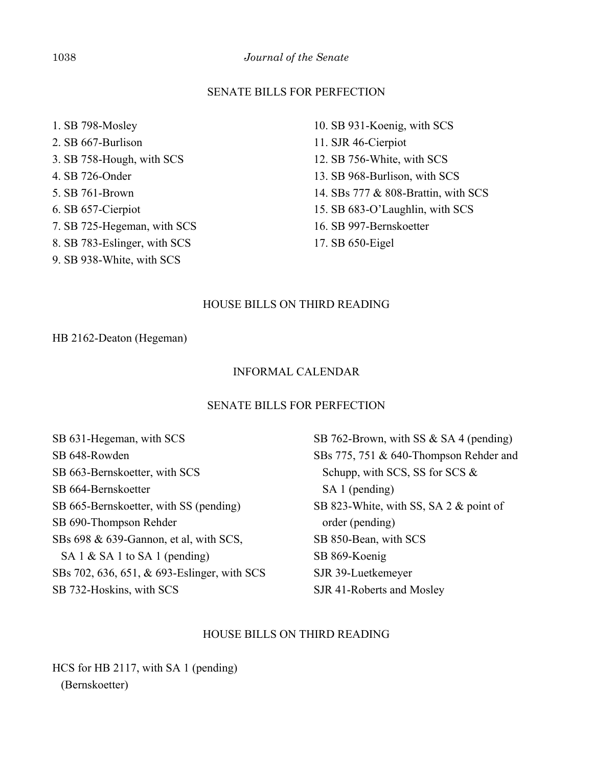## SENATE BILLS FOR PERFECTION

1. SB 798-Mosley
2. SB 667-Burlison
3. SB 758-Hough, with SCS
4. SB 726-Onder
5. SB 761-Brown
6. SB 657-Cierpiot
7. SB 725-Hegeman, with SCS
8. SB 783-Eslinger, with SCS
9. SB 938-White, with SCS
10. SB 931-Koenig, with SCS
11. SJR 46-Cierpiot
12. SB 756-White, with SCS
13. SB 968-Burlison, with SCS
14. SBs 777 & 808-Brattin, with SCS
15. SB 683-O'Laughlin, with SCS
16. SB 997-Bernskoetter
17. SB 650-Eigel

## HOUSE BILLS ON THIRD READING

HB 2162-Deaton (Hegeman)

## INFORMAL CALENDAR

## SENATE BILLS FOR PERFECTION

SB 631-Hegeman, with SCS
SB 648-Rowden
SB 663-Bernskoetter, with SCS
SB 664-Bernskoetter
SB 665-Bernskoetter, with SS (pending)
SB 690-Thompson Rehder
SBs 698 & 639-Gannon, et al, with SCS, SA 1 & SA 1 to SA 1 (pending)
SBs 702, 636, 651, & 693-Eslinger, with SCS
SB 732-Hoskins, with SCS
SB 762-Brown, with SS & SA 4 (pending)
SBs 775, 751 & 640-Thompson Rehder and Schupp, with SCS, SS for SCS & SA 1 (pending)
SB 823-White, with SS, SA 2 & point of order (pending)
SB 850-Bean, with SCS
SB 869-Koenig
SJR 39-Luetkemeyer
SJR 41-Roberts and Mosley

## HOUSE BILLS ON THIRD READING

HCS for HB 2117, with SA 1 (pending) (Bernskoetter)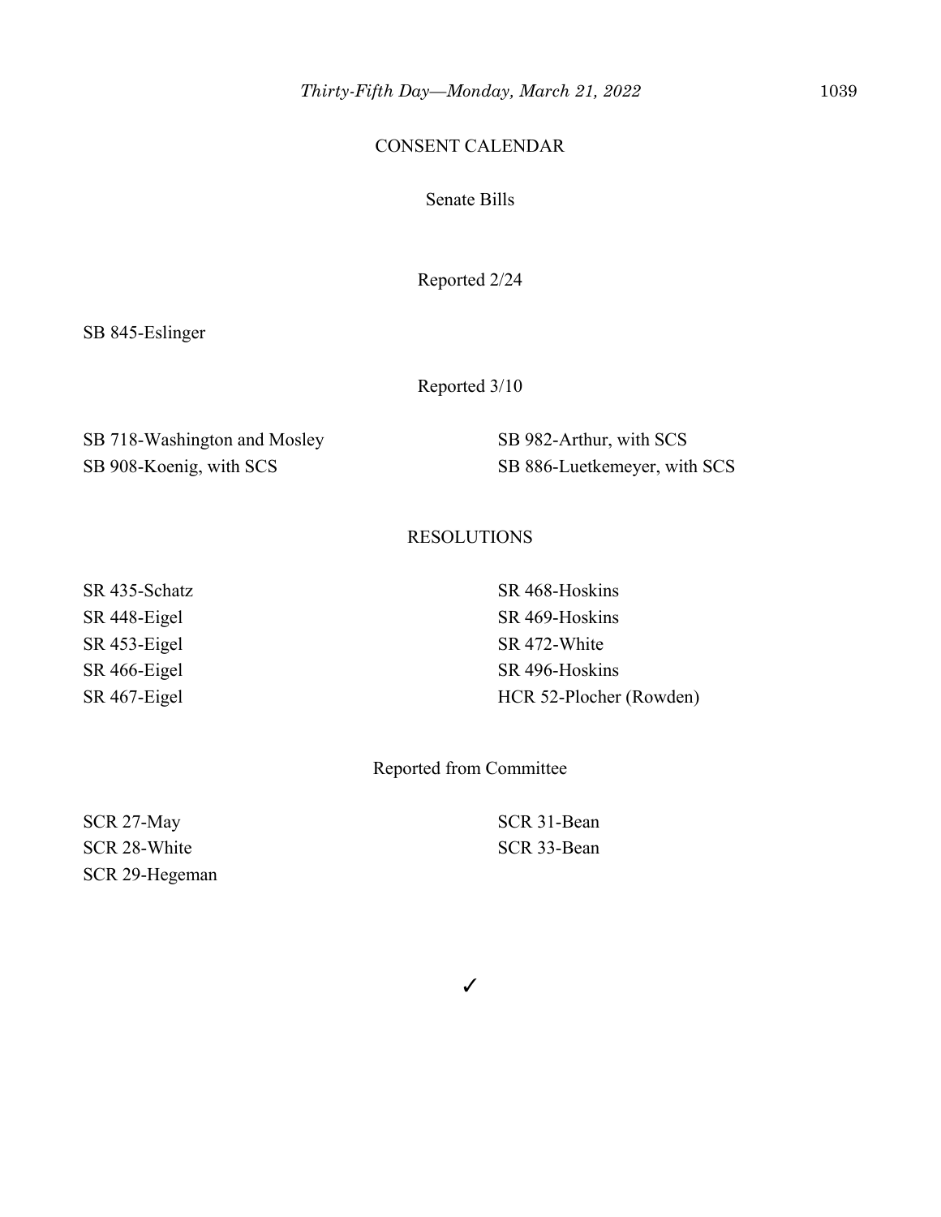## CONSENT CALENDAR

### Senate Bills

Reported 2/24

SB 845-Eslinger

Reported 3/10

SB 718-Washington and Mosley

SB 908-Koenig, with SCS

SB 982-Arthur, with SCS

SB 886-Luetkemeyer, with SCS

## RESOLUTIONS

SR 435-Schatz

SR 448-Eigel

SR 453-Eigel

SR 466-Eigel

SR 467-Eigel

SR 468-Hoskins

SR 469-Hoskins

SR 472-White

SR 496-Hoskins

HCR 52-Plocher (Rowden)

### Reported from Committee

SCR 27-May

SCR 28-White

SCR 29-Hegeman

SCR 31-Bean

SCR 33-Bean

✓